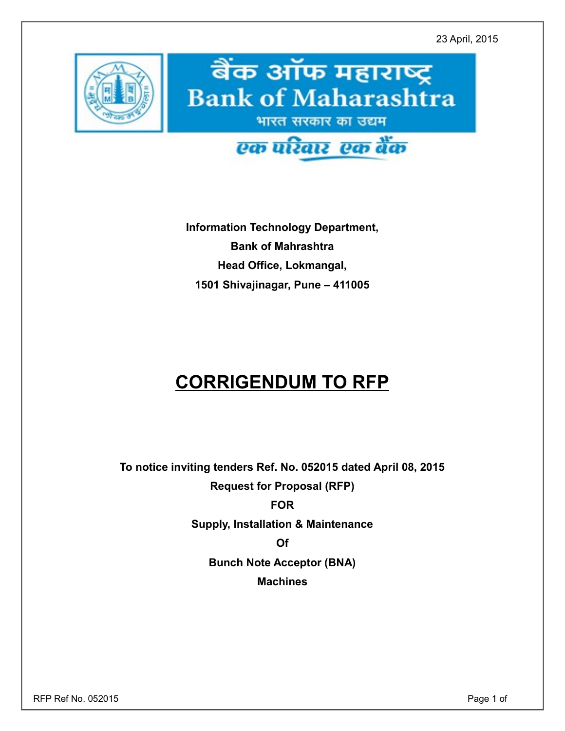23 April, 2015

बैंक ऑफ महाराष्ट्र
Bank of Maharashtra
भारत सरकार का उद्यम
एक परिवार एक बैंक

**Information Technology Department,**

**Bank of Mahrashtra**

**Head Office, Lokmangal,**

**1501 Shivajinagar, Pune – 411005**

# CORRIGENDUM TO RFP

**To notice inviting tenders Ref. No. 052015 dated April 08, 2015**

**Request for Proposal (RFP)**

**FOR**

**Supply, Installation & Maintenance**

**Of**

**Bunch Note Acceptor (BNA)**

**Machines**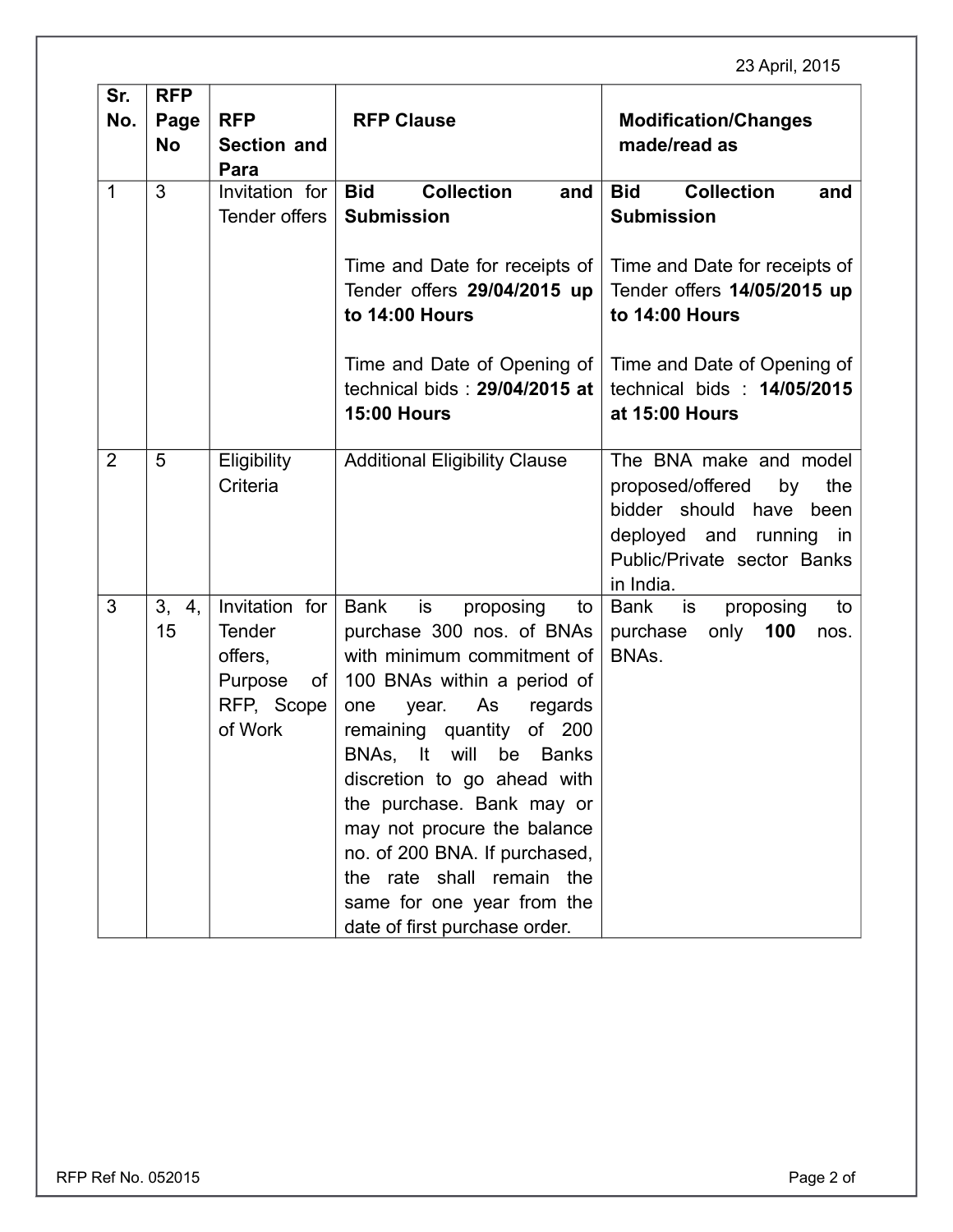23 April, 2015

| Sr. No. | RFP Page No | RFP Section and Para | RFP Clause | Modification/Changes made/read as |
|---|---|---|---|---|
| 1 | 3 | Invitation for Tender offers | **Bid Collection and Submission**<br><br>Time and Date for receipts of Tender offers **29/04/2015 up to 14:00 Hours**<br><br>Time and Date of Opening of technical bids : **29/04/2015 at 15:00 Hours** | **Bid Collection and Submission**<br><br>Time and Date for receipts of Tender offers **14/05/2015 up to 14:00 Hours**<br><br>Time and Date of Opening of technical bids : **14/05/2015 at 15:00 Hours** |
| 2 | 5 | Eligibility Criteria | Additional Eligibility Clause | The BNA make and model proposed/offered by the bidder should have been deployed and running in Public/Private sector Banks in India. |
| 3 | 3, 4, 15 | Invitation for Tender offers, Purpose of RFP, Scope of Work | Bank is proposing to purchase 300 nos. of BNAs with minimum commitment of 100 BNAs within a period of one year. As regards remaining quantity of 200 BNAs, It will be Banks discretion to go ahead with the purchase. Bank may or may not procure the balance no. of 200 BNA. If purchased, the rate shall remain the same for one year from the date of first purchase order. | Bank is proposing to purchase only **100** nos. BNAs. |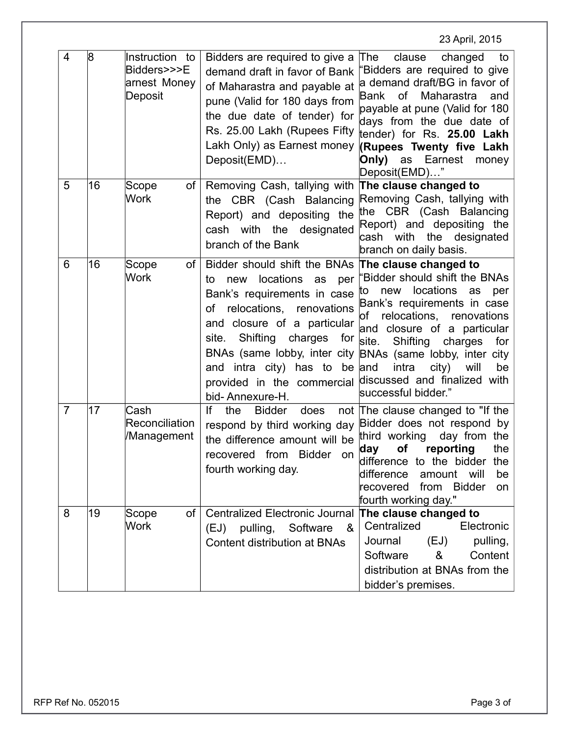23 April, 2015

| 4 | 8 | Instruction to Bidders>>>Earnest Money Deposit | Bidders are required to give a demand draft in favor of Bank of Maharastra and payable at pune (Valid for 180 days from the due date of tender) for Rs. 25.00 Lakh (Rupees Fifty Lakh Only) as Earnest money Deposit(EMD)… | The clause changed to "Bidders are required to give a demand draft/BG in favor of Bank of Maharastra and payable at pune (Valid for 180 days from the due date of tender) for Rs. **25.00 Lakh (Rupees Twenty five Lakh Only)** as Earnest money Deposit(EMD)…" |
|---|---|---|---|---|
| 5 | 16 | Scope of Work | Removing Cash, tallying with the CBR (Cash Balancing Report) and depositing the cash with the designated branch of the Bank | **The clause changed to** Removing Cash, tallying with the CBR (Cash Balancing Report) and depositing the cash with the designated branch on daily basis. |
| 6 | 16 | Scope of Work | Bidder should shift the BNAs to new locations as per Bank's requirements in case of relocations, renovations and closure of a particular site. Shifting charges for BNAs (same lobby, inter city and intra city) has to be provided in the commercial bid- Annexure-H. | **The clause changed to** "Bidder should shift the BNAs to new locations as per Bank's requirements in case of relocations, renovations and closure of a particular site. Shifting charges for BNAs (same lobby, inter city and intra city) will be discussed and finalized with successful bidder." |
| 7 | 17 | Cash Reconciliation /Management | If the Bidder does not respond by third working day the difference amount will be recovered from Bidder on fourth working day. | The clause changed to "If the Bidder does not respond by third working day from the **day of reporting** the difference to the bidder the difference amount will be recovered from Bidder on fourth working day." |
| 8 | 19 | Scope of Work | Centralized Electronic Journal (EJ) pulling, Software & Content distribution at BNAs | **The clause changed to** Centralized Electronic Journal (EJ) pulling, Software & Content distribution at BNAs from the bidder's premises. |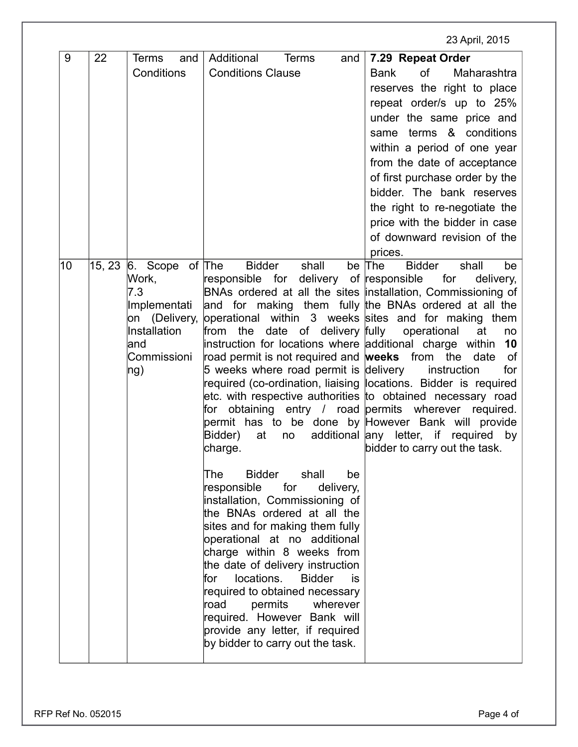| 9 | 22 | Terms and Conditions | Additional Terms and Conditions Clause | **7.29 Repeat Order**<br>Bank of Maharashtra reserves the right to place repeat order/s up to 25% under the same price and same terms & conditions within a period of one year from the date of acceptance of first purchase order by the bidder. The bank reserves the right to re-negotiate the price with the bidder in case of downward revision of the prices. |
|---|---|---|---|---|
| 10 | 15, 23 | 6. Scope of Work,<br>7.3 Implementation (Delivery, Installation and Commissioning) | The Bidder shall be responsible for delivery of BNAs ordered at all the sites and for making them fully operational within 3 weeks from the date of delivery instruction for locations where road permit is not required and 5 weeks where road permit is required (co-ordination, liaising etc. with respective authorities for obtaining entry / road permit has to be done by Bidder) at no additional charge.<br><br>The Bidder shall be responsible for delivery, installation, Commissioning of the BNAs ordered at all the sites and for making them fully operational at no additional charge within 8 weeks from the date of delivery instruction for locations. Bidder is required to obtained necessary road permits wherever required. However Bank will provide any letter, if required by bidder to carry out the task. | The Bidder shall be responsible for delivery, installation, Commissioning of the BNAs ordered at all the sites and for making them fully operational at no additional charge within **10 weeks** from the date of delivery instruction for locations. Bidder is required to obtained necessary road permits wherever required. However Bank will provide any letter, if required by bidder to carry out the task. |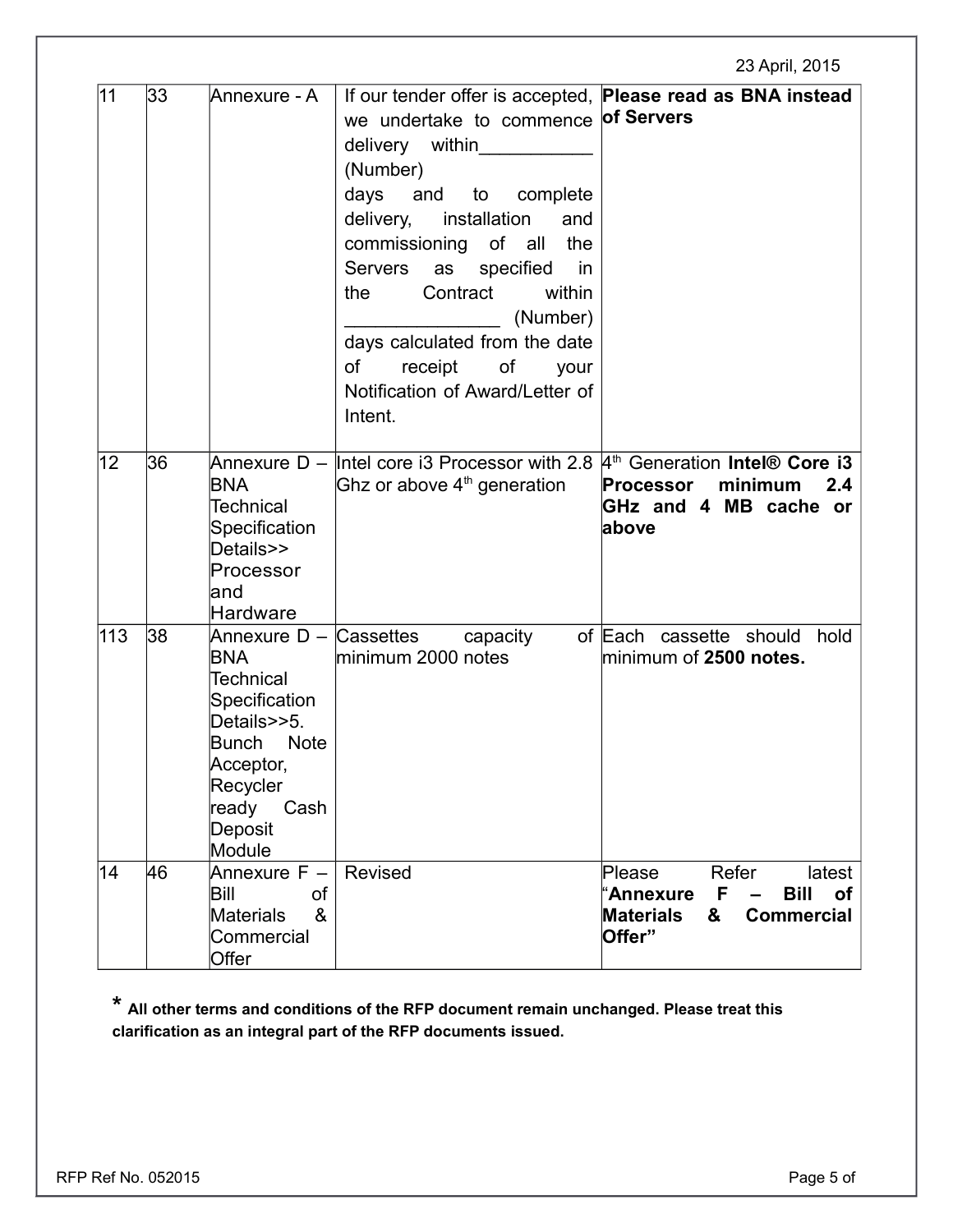23 April, 2015

| 11 | 33 | Annexure - A | If our tender offer is accepted, we undertake to commence delivery within___________ (Number) days and to complete delivery, installation and commissioning of all the Servers as specified in the Contract within _______________ (Number) days calculated from the date of receipt of your Notification of Award/Letter of Intent. | **Please read as BNA instead of Servers** |
|---|---|---|---|---|
| 12 | 36 | Annexure D – BNA Technical Specification Details>> Processor and Hardware | Intel core i3 Processor with 2.8 Ghz or above 4th generation | 4th Generation **Intel® Core i3 Processor minimum 2.4 GHz and 4 MB cache or above** |
| 113 | 38 | Annexure D – BNA Technical Specification Details>>5. Bunch Note Acceptor, Recycler ready Cash Deposit Module | Cassettes capacity of minimum 2000 notes | Each cassette should hold minimum of **2500 notes.** |
| 14 | 46 | Annexure F – Bill of Materials & Commercial Offer | Revised | Please Refer latest "**Annexure F – Bill of Materials & Commercial Offer"** |

**\* All other terms and conditions of the RFP document remain unchanged. Please treat this clarification as an integral part of the RFP documents issued.**

RFP Ref No. 052015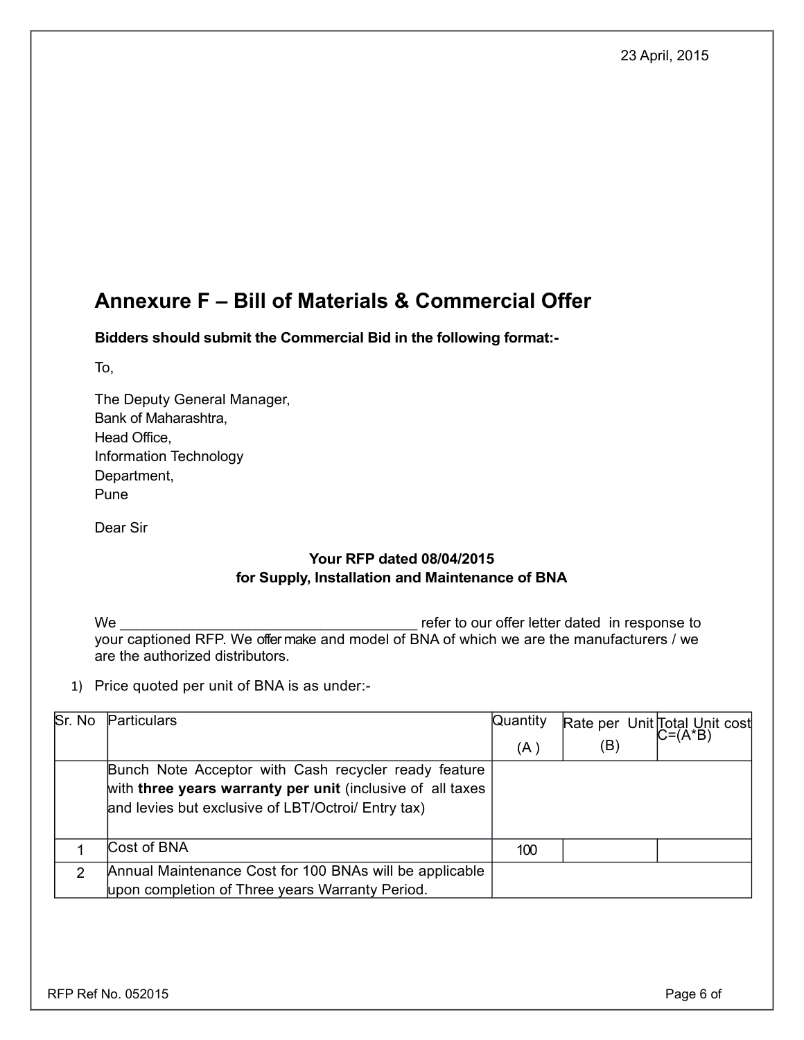23 April, 2015

## Annexure F – Bill of Materials & Commercial Offer

**Bidders should submit the Commercial Bid in the following format:-**

To,

The Deputy General Manager,
Bank of Maharashtra,
Head Office,
Information Technology
Department,
Pune

Dear Sir

**Your RFP dated 08/04/2015**
**for Supply, Installation and Maintenance of BNA**

We ____________________________________ refer to our offer letter dated in response to your captioned RFP. We offer make and model of BNA of which we are the manufacturers / we are the authorized distributors.

1) Price quoted per unit of BNA is as under:-

| Sr. No | Particulars | Quantity (A ) | Rate per Unit (B) | Total Unit cost C=(A*B) |
|---|---|---|---|---|
| | Bunch Note Acceptor with Cash recycler ready feature with **three years warranty per unit** (inclusive of all taxes and levies but exclusive of LBT/Octroi/ Entry tax) | | | |
| 1 | Cost of BNA | 100 | | |
| 2 | Annual Maintenance Cost for 100 BNAs will be applicable upon completion of Three years Warranty Period. | | | |

RFP Ref No. 052015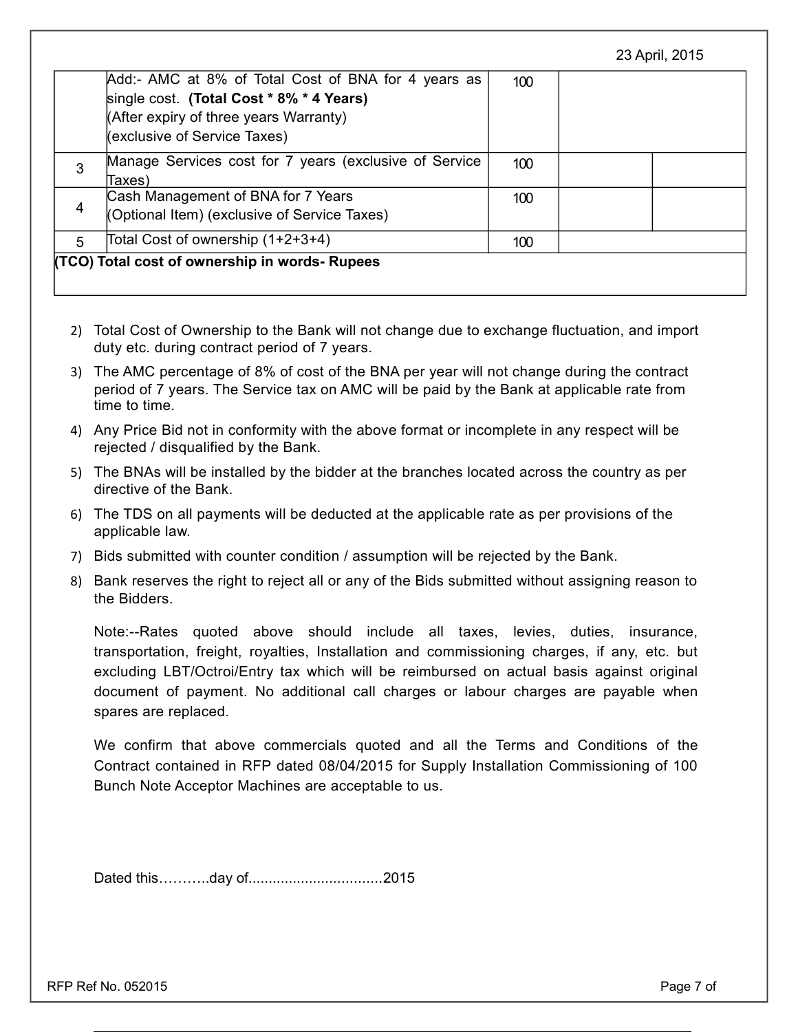| | | | | |
|---|---|---|---|---|
| | Add:- AMC at 8% of Total Cost of BNA for 4 years as single cost. **(Total Cost * 8% * 4 Years)** (After expiry of three years Warranty) (exclusive of Service Taxes) | 100 | | |
| 3 | Manage Services cost for 7 years (exclusive of Service Taxes) | 100 | | |
| 4 | Cash Management of BNA for 7 Years (Optional Item) (exclusive of Service Taxes) | 100 | | |
| 5 | Total Cost of ownership (1+2+3+4) | 100 | | |
| **(TCO) Total cost of ownership in words- Rupees** | | | | |

2) Total Cost of Ownership to the Bank will not change due to exchange fluctuation, and import duty etc. during contract period of 7 years.
3) The AMC percentage of 8% of cost of the BNA per year will not change during the contract period of 7 years. The Service tax on AMC will be paid by the Bank at applicable rate from time to time.
4) Any Price Bid not in conformity with the above format or incomplete in any respect will be rejected / disqualified by the Bank.
5) The BNAs will be installed by the bidder at the branches located across the country as per directive of the Bank.
6) The TDS on all payments will be deducted at the applicable rate as per provisions of the applicable law.
7) Bids submitted with counter condition / assumption will be rejected by the Bank.
8) Bank reserves the right to reject all or any of the Bids submitted without assigning reason to the Bidders.

Note:--Rates quoted above should include all taxes, levies, duties, insurance, transportation, freight, royalties, Installation and commissioning charges, if any, etc. but excluding LBT/Octroi/Entry tax which will be reimbursed on actual basis against original document of payment. No additional call charges or labour charges are payable when spares are replaced.

We confirm that above commercials quoted and all the Terms and Conditions of the Contract contained in RFP dated 08/04/2015 for Supply Installation Commissioning of 100 Bunch Note Acceptor Machines are acceptable to us.

Dated this………..day of................................2015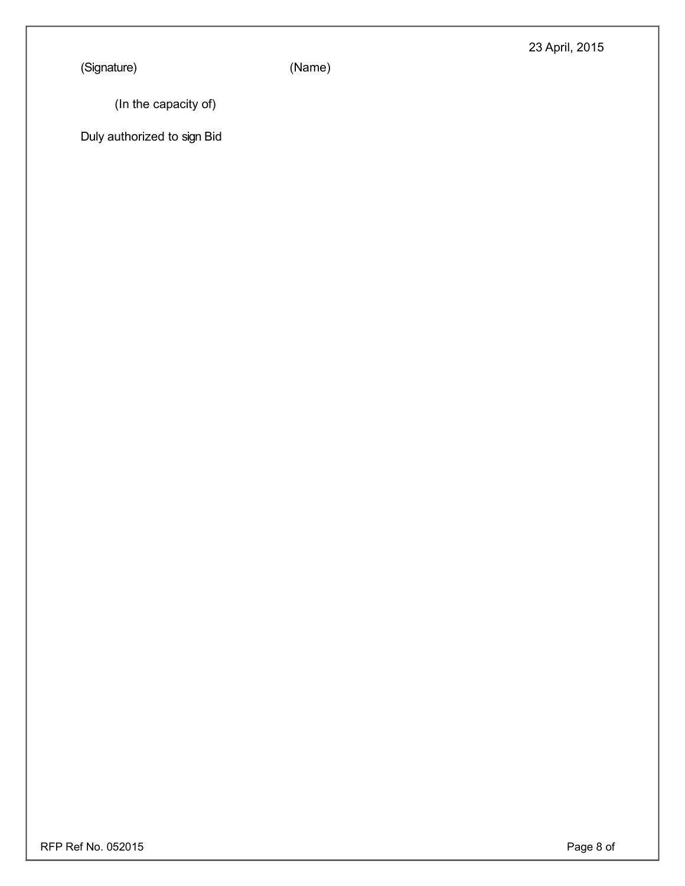23 April, 2015

(Signature) (Name)

(In the capacity of)

Duly authorized to sign Bid